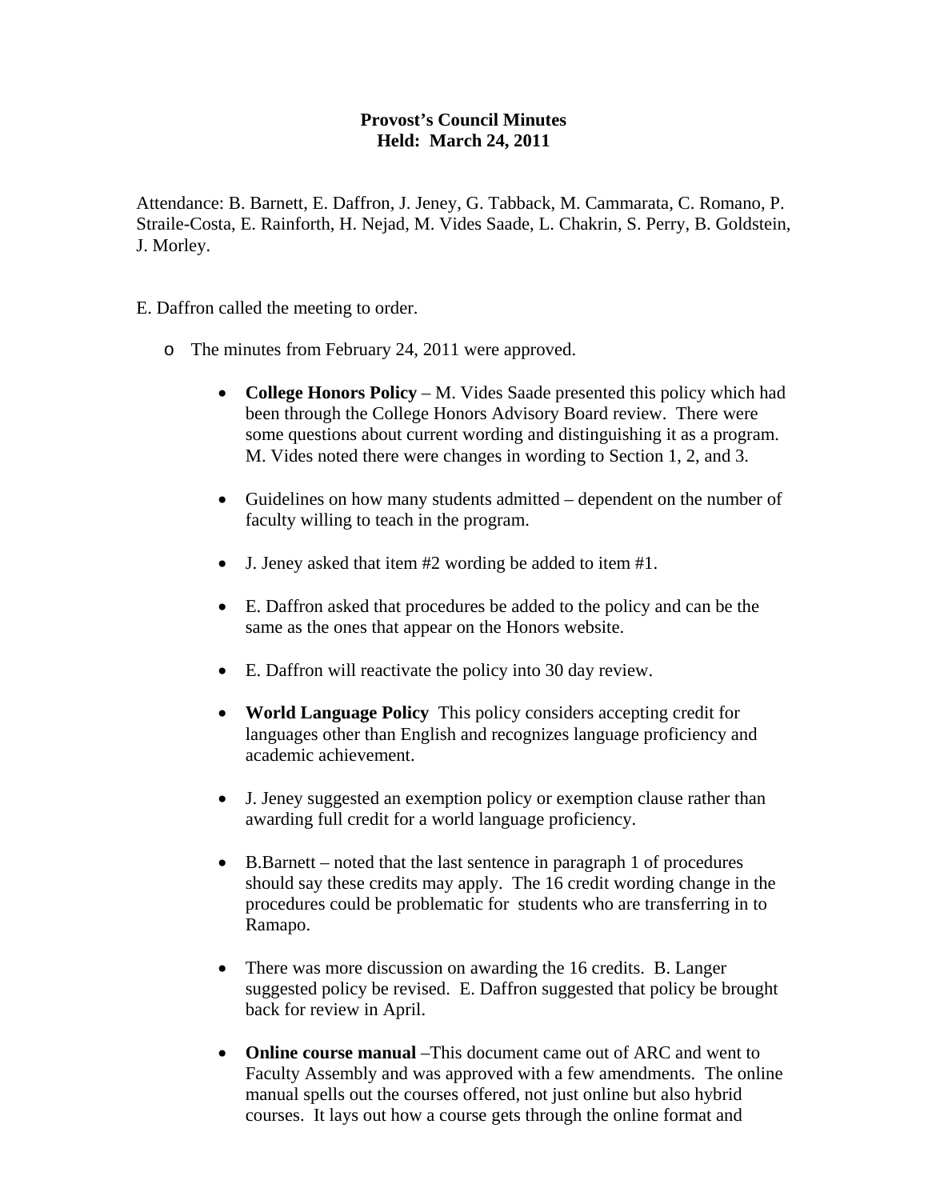**Provost's Council Minutes**
**Held: March 24, 2011**

Attendance: B. Barnett, E. Daffron, J. Jeney, G. Tabback, M. Cammarata, C. Romano, P. Straile-Costa, E. Rainforth, H. Nejad, M. Vides Saade, L. Chakrin, S. Perry, B. Goldstein, J. Morley.

E. Daffron called the meeting to order.

- The minutes from February 24, 2011 were approved.

  - **College Honors Policy** – M. Vides Saade presented this policy which had been through the College Honors Advisory Board review. There were some questions about current wording and distinguishing it as a program. M. Vides noted there were changes in wording to Section 1, 2, and 3.

  - Guidelines on how many students admitted – dependent on the number of faculty willing to teach in the program.

  - J. Jeney asked that item #2 wording be added to item #1.

  - E. Daffron asked that procedures be added to the policy and can be the same as the ones that appear on the Honors website.

  - E. Daffron will reactivate the policy into 30 day review.

  - **World Language Policy** This policy considers accepting credit for languages other than English and recognizes language proficiency and academic achievement.

  - J. Jeney suggested an exemption policy or exemption clause rather than awarding full credit for a world language proficiency.

  - B.Barnett – noted that the last sentence in paragraph 1 of procedures should say these credits may apply. The 16 credit wording change in the procedures could be problematic for students who are transferring in to Ramapo.

  - There was more discussion on awarding the 16 credits. B. Langer suggested policy be revised. E. Daffron suggested that policy be brought back for review in April.

  - **Online course manual** –This document came out of ARC and went to Faculty Assembly and was approved with a few amendments. The online manual spells out the courses offered, not just online but also hybrid courses. It lays out how a course gets through the online format and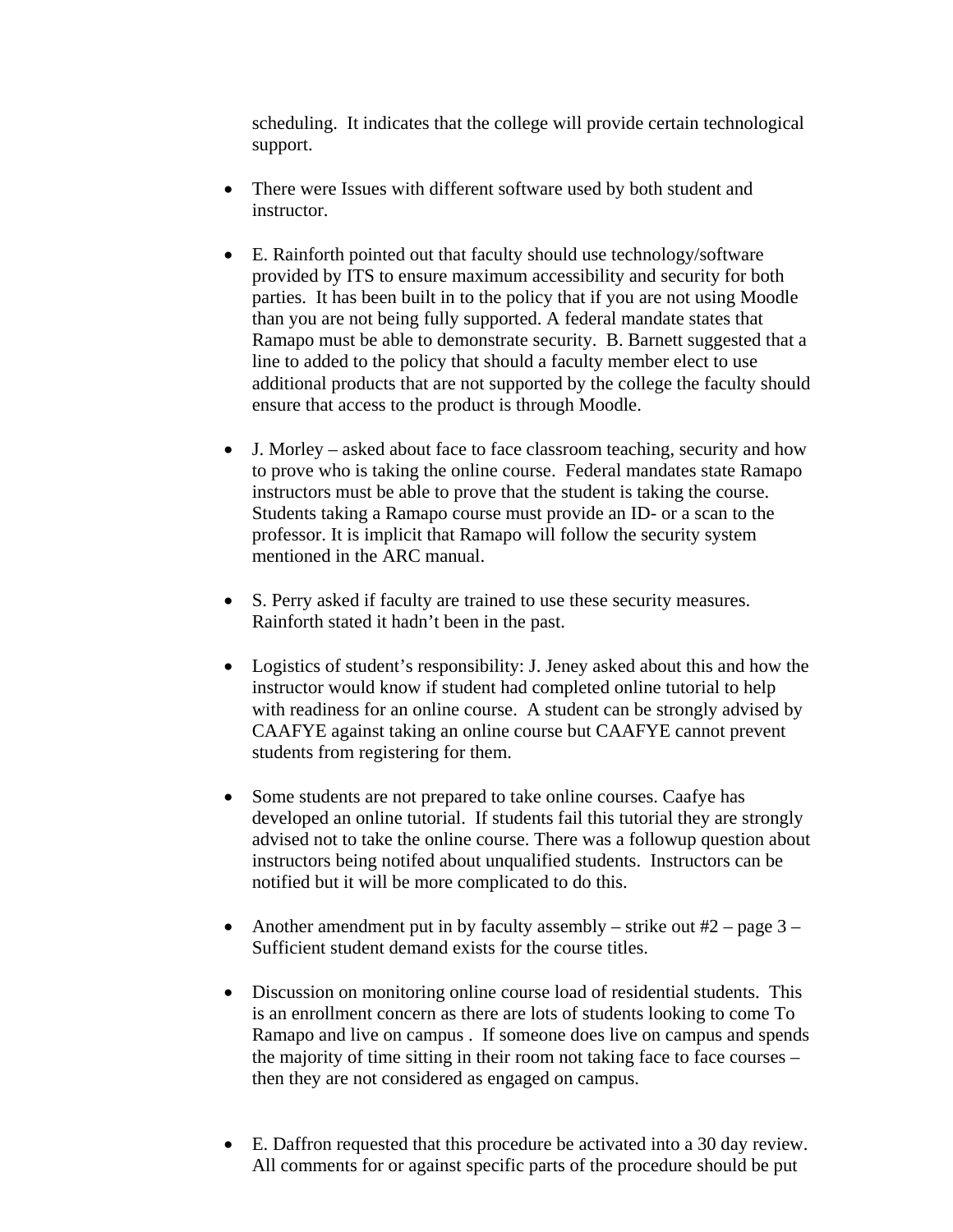scheduling. It indicates that the college will provide certain technological support.

- There were Issues with different software used by both student and instructor.

- E. Rainforth pointed out that faculty should use technology/software provided by ITS to ensure maximum accessibility and security for both parties. It has been built in to the policy that if you are not using Moodle than you are not being fully supported. A federal mandate states that Ramapo must be able to demonstrate security. B. Barnett suggested that a line to added to the policy that should a faculty member elect to use additional products that are not supported by the college the faculty should ensure that access to the product is through Moodle.

- J. Morley – asked about face to face classroom teaching, security and how to prove who is taking the online course. Federal mandates state Ramapo instructors must be able to prove that the student is taking the course. Students taking a Ramapo course must provide an ID- or a scan to the professor. It is implicit that Ramapo will follow the security system mentioned in the ARC manual.

- S. Perry asked if faculty are trained to use these security measures. Rainforth stated it hadn't been in the past.

- Logistics of student's responsibility: J. Jeney asked about this and how the instructor would know if student had completed online tutorial to help with readiness for an online course. A student can be strongly advised by CAAFYE against taking an online course but CAAFYE cannot prevent students from registering for them.

- Some students are not prepared to take online courses. Caafye has developed an online tutorial. If students fail this tutorial they are strongly advised not to take the online course. There was a followup question about instructors being notifed about unqualified students. Instructors can be notified but it will be more complicated to do this.

- Another amendment put in by faculty assembly – strike out #2 – page 3 – Sufficient student demand exists for the course titles.

- Discussion on monitoring online course load of residential students. This is an enrollment concern as there are lots of students looking to come To Ramapo and live on campus . If someone does live on campus and spends the majority of time sitting in their room not taking face to face courses – then they are not considered as engaged on campus.

- E. Daffron requested that this procedure be activated into a 30 day review. All comments for or against specific parts of the procedure should be put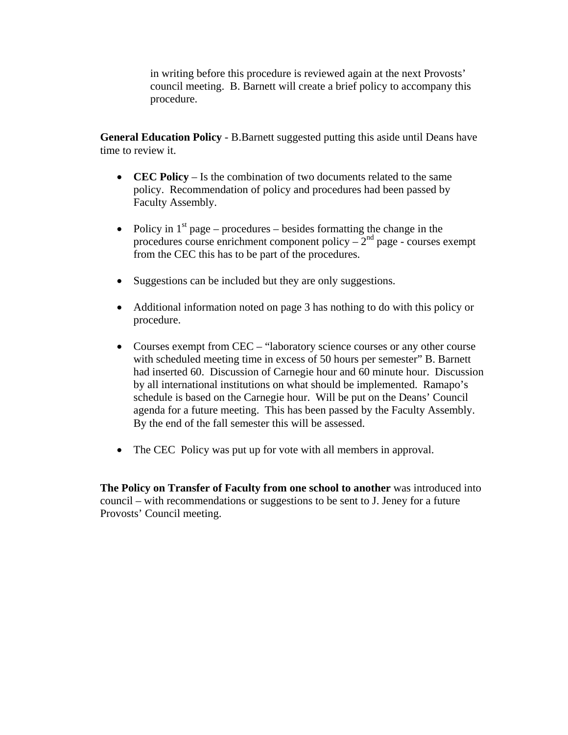in writing before this procedure is reviewed again at the next Provosts' council meeting. B. Barnett will create a brief policy to accompany this procedure.

**General Education Policy** - B.Barnett suggested putting this aside until Deans have time to review it.

- **CEC Policy** – Is the combination of two documents related to the same policy. Recommendation of policy and procedures had been passed by Faculty Assembly.
- Policy in 1st page – procedures – besides formatting the change in the procedures course enrichment component policy – 2nd page - courses exempt from the CEC this has to be part of the procedures.
- Suggestions can be included but they are only suggestions.
- Additional information noted on page 3 has nothing to do with this policy or procedure.
- Courses exempt from CEC – "laboratory science courses or any other course with scheduled meeting time in excess of 50 hours per semester" B. Barnett had inserted 60. Discussion of Carnegie hour and 60 minute hour. Discussion by all international institutions on what should be implemented. Ramapo's schedule is based on the Carnegie hour. Will be put on the Deans' Council agenda for a future meeting. This has been passed by the Faculty Assembly. By the end of the fall semester this will be assessed.
- The CEC Policy was put up for vote with all members in approval.

**The Policy on Transfer of Faculty from one school to another** was introduced into council – with recommendations or suggestions to be sent to J. Jeney for a future Provosts' Council meeting.